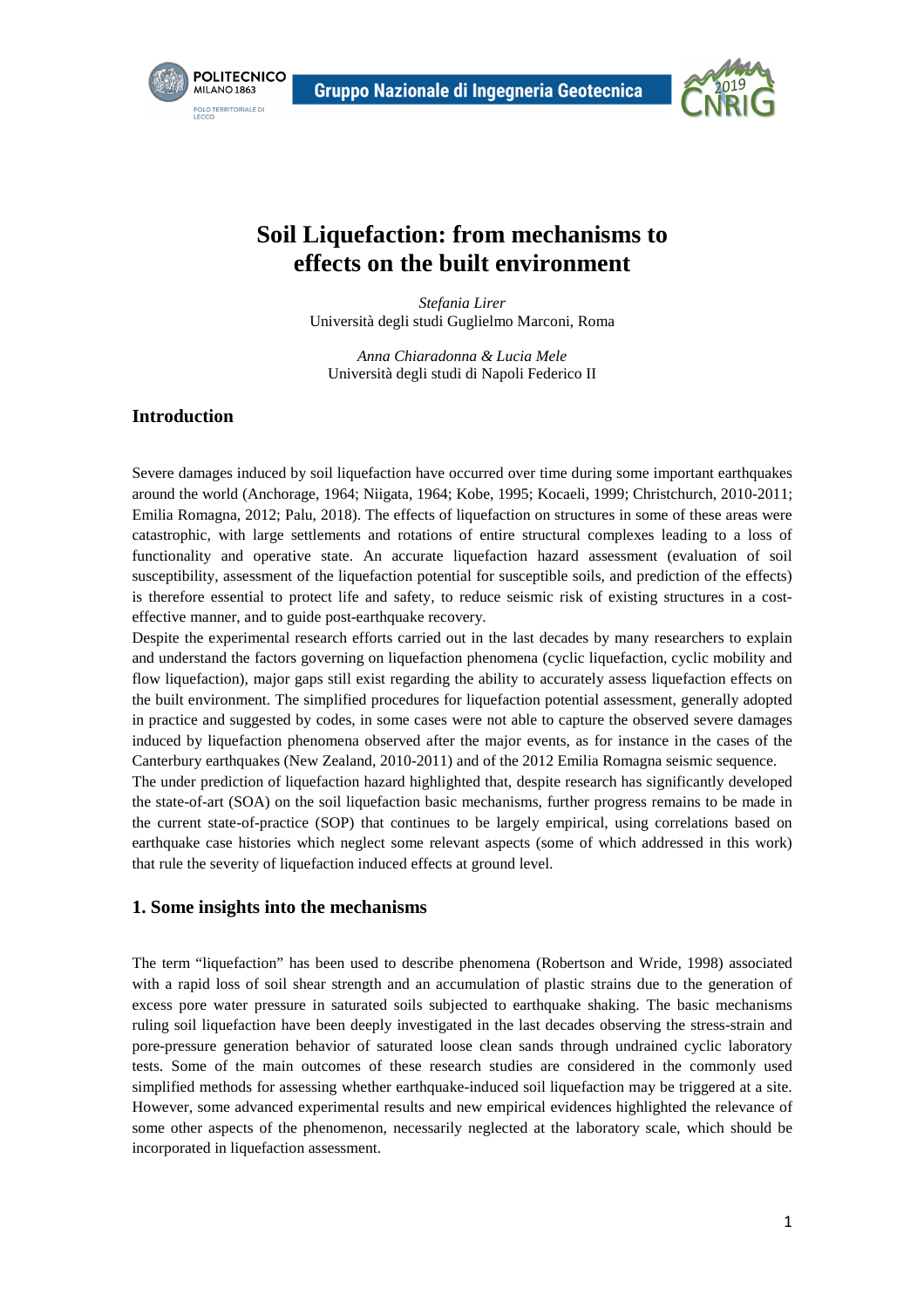# Soil Liquefaction: from mechanisms to effects on the built environment

*Stefania Lirer*
Università degli studi Guglielmo Marconi, Roma

*Anna Chiaradonna & Lucia Mele*
Università degli studi di Napoli Federico II

## Introduction

Severe damages induced by soil liquefaction have occurred over time during some important earthquakes around the world (Anchorage, 1964; Niigata, 1964; Kobe, 1995; Kocaeli, 1999; Christchurch, 2010-2011; Emilia Romagna, 2012; Palu, 2018). The effects of liquefaction on structures in some of these areas were catastrophic, with large settlements and rotations of entire structural complexes leading to a loss of functionality and operative state. An accurate liquefaction hazard assessment (evaluation of soil susceptibility, assessment of the liquefaction potential for susceptible soils, and prediction of the effects) is therefore essential to protect life and safety, to reduce seismic risk of existing structures in a cost-effective manner, and to guide post-earthquake recovery.
Despite the experimental research efforts carried out in the last decades by many researchers to explain and understand the factors governing on liquefaction phenomena (cyclic liquefaction, cyclic mobility and flow liquefaction), major gaps still exist regarding the ability to accurately assess liquefaction effects on the built environment. The simplified procedures for liquefaction potential assessment, generally adopted in practice and suggested by codes, in some cases were not able to capture the observed severe damages induced by liquefaction phenomena observed after the major events, as for instance in the cases of the Canterbury earthquakes (New Zealand, 2010-2011) and of the 2012 Emilia Romagna seismic sequence.
The under prediction of liquefaction hazard highlighted that, despite research has significantly developed the state-of-art (SOA) on the soil liquefaction basic mechanisms, further progress remains to be made in the current state-of-practice (SOP) that continues to be largely empirical, using correlations based on earthquake case histories which neglect some relevant aspects (some of which addressed in this work) that rule the severity of liquefaction induced effects at ground level.

## 1. Some insights into the mechanisms

The term "liquefaction" has been used to describe phenomena (Robertson and Wride, 1998) associated with a rapid loss of soil shear strength and an accumulation of plastic strains due to the generation of excess pore water pressure in saturated soils subjected to earthquake shaking. The basic mechanisms ruling soil liquefaction have been deeply investigated in the last decades observing the stress-strain and pore-pressure generation behavior of saturated loose clean sands through undrained cyclic laboratory tests. Some of the main outcomes of these research studies are considered in the commonly used simplified methods for assessing whether earthquake-induced soil liquefaction may be triggered at a site. However, some advanced experimental results and new empirical evidences highlighted the relevance of some other aspects of the phenomenon, necessarily neglected at the laboratory scale, which should be incorporated in liquefaction assessment.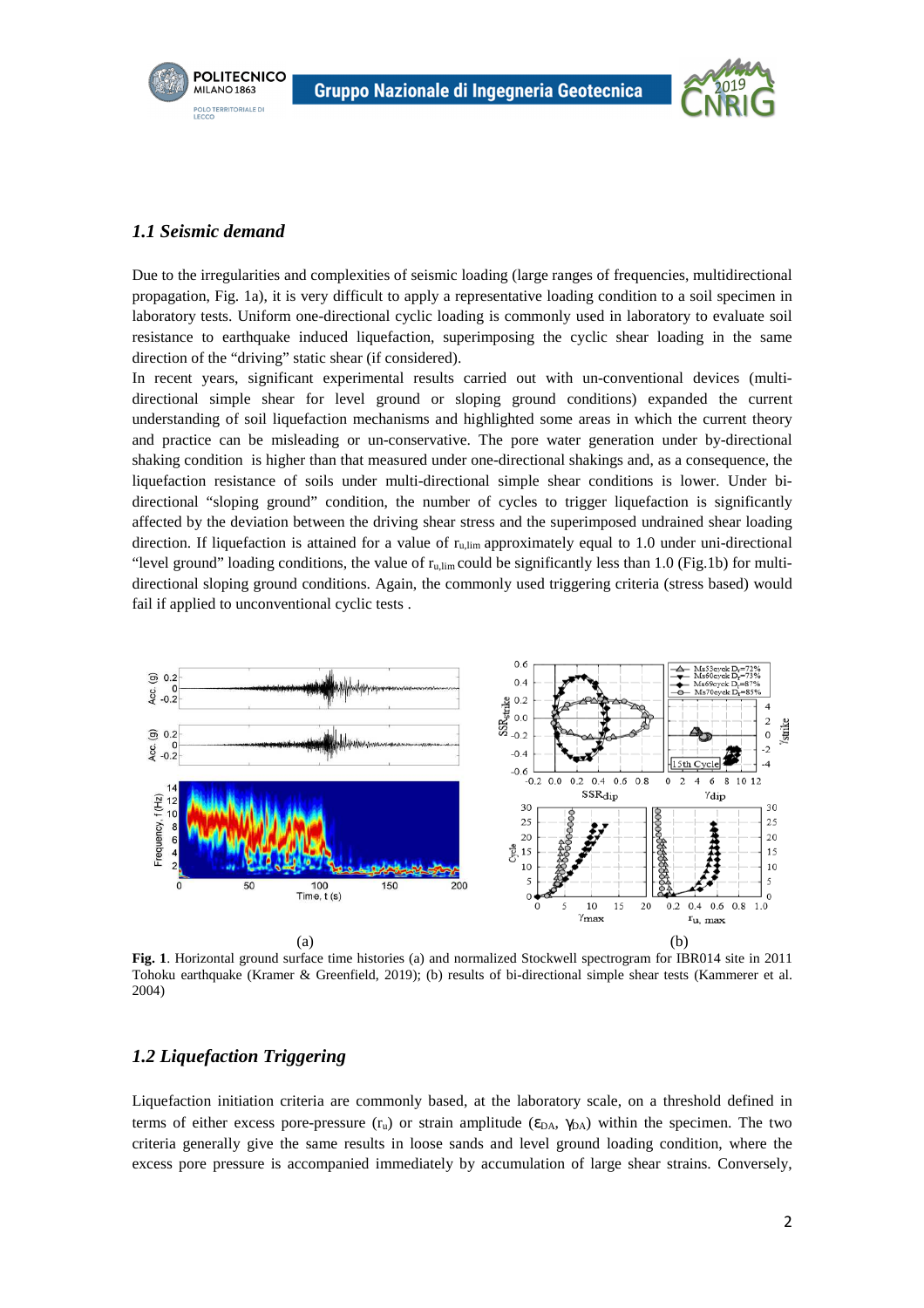### *1.1 Seismic demand*

Due to the irregularities and complexities of seismic loading (large ranges of frequencies, multidirectional propagation, Fig. 1a), it is very difficult to apply a representative loading condition to a soil specimen in laboratory tests. Uniform one-directional cyclic loading is commonly used in laboratory to evaluate soil resistance to earthquake induced liquefaction, superimposing the cyclic shear loading in the same direction of the "driving" static shear (if considered).

In recent years, significant experimental results carried out with un-conventional devices (multi-directional simple shear for level ground or sloping ground conditions) expanded the current understanding of soil liquefaction mechanisms and highlighted some areas in which the current theory and practice can be misleading or un-conservative. The pore water generation under by-directional shaking condition is higher than that measured under one-directional shakings and, as a consequence, the liquefaction resistance of soils under multi-directional simple shear conditions is lower. Under bi-directional "sloping ground" condition, the number of cycles to trigger liquefaction is significantly affected by the deviation between the driving shear stress and the superimposed undrained shear loading direction. If liquefaction is attained for a value of $r_{u,lim}$ approximately equal to 1.0 under uni-directional "level ground" loading conditions, the value of $r_{u,lim}$ could be significantly less than 1.0 (Fig.1b) for multi-directional sloping ground conditions. Again, the commonly used triggering criteria (stress based) would fail if applied to unconventional cyclic tests .

(a) (b)

**Fig. 1**. Horizontal ground surface time histories (a) and normalized Stockwell spectrogram for IBR014 site in 2011 Tohoku earthquake (Kramer & Greenfield, 2019); (b) results of bi-directional simple shear tests (Kammerer et al. 2004)

### *1.2 Liquefaction Triggering*

Liquefaction initiation criteria are commonly based, at the laboratory scale, on a threshold defined in terms of either excess pore-pressure ($r_u$) or strain amplitude ($\varepsilon_{DA}$, $\gamma_{DA}$) within the specimen. The two criteria generally give the same results in loose sands and level ground loading condition, where the excess pore pressure is accompanied immediately by accumulation of large shear strains. Conversely,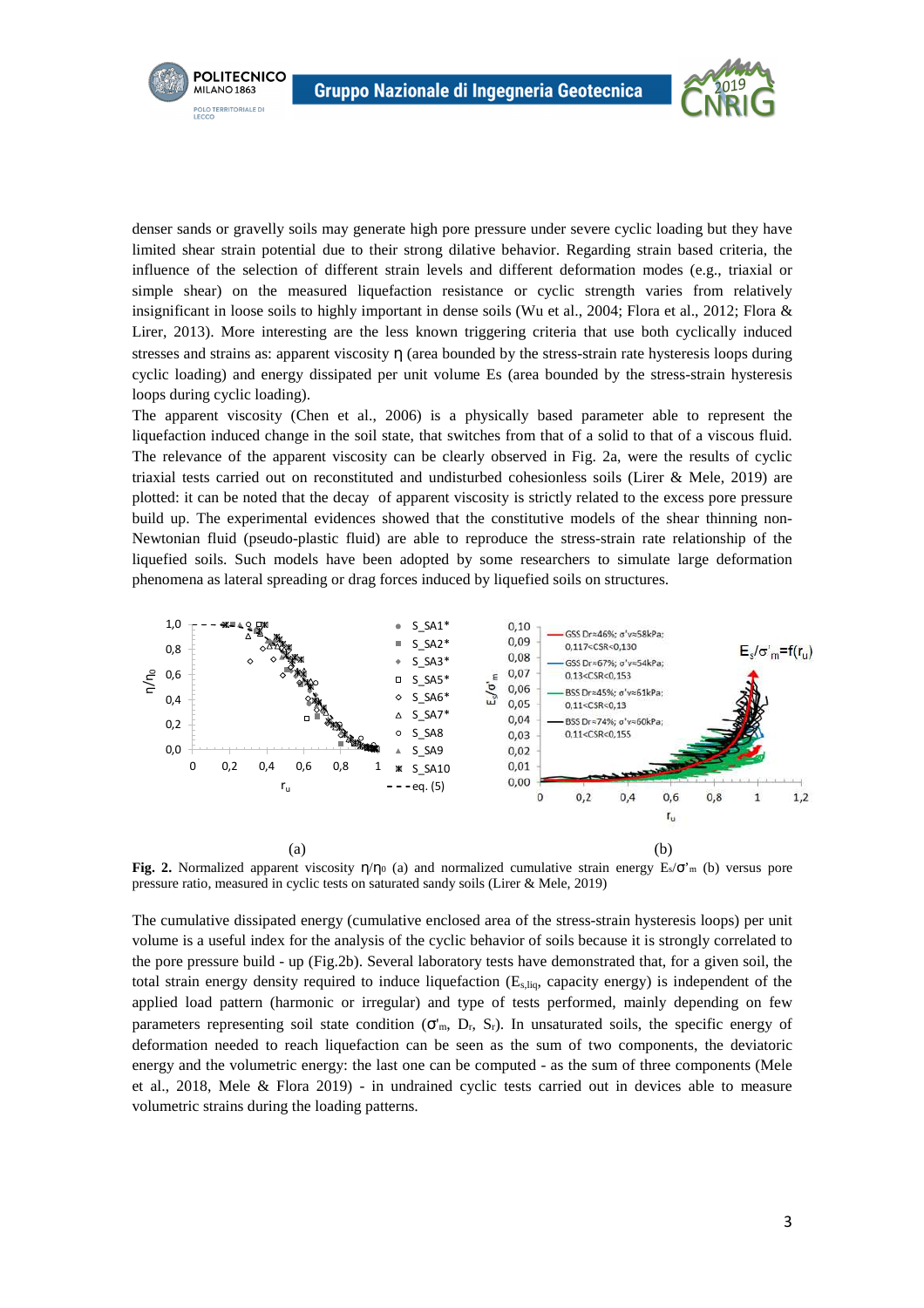denser sands or gravelly soils may generate high pore pressure under severe cyclic loading but they have limited shear strain potential due to their strong dilative behavior. Regarding strain based criteria, the influence of the selection of different strain levels and different deformation modes (e.g., triaxial or simple shear) on the measured liquefaction resistance or cyclic strength varies from relatively insignificant in loose soils to highly important in dense soils (Wu et al., 2004; Flora et al., 2012; Flora & Lirer, 2013). More interesting are the less known triggering criteria that use both cyclically induced stresses and strains as: apparent viscosity $\eta$ (area bounded by the stress-strain rate hysteresis loops during cyclic loading) and energy dissipated per unit volume Es (area bounded by the stress-strain hysteresis loops during cyclic loading).

The apparent viscosity (Chen et al., 2006) is a physically based parameter able to represent the liquefaction induced change in the soil state, that switches from that of a solid to that of a viscous fluid. The relevance of the apparent viscosity can be clearly observed in Fig. 2a, were the results of cyclic triaxial tests carried out on reconstituted and undisturbed cohesionless soils (Lirer & Mele, 2019) are plotted: it can be noted that the decay of apparent viscosity is strictly related to the excess pore pressure build up. The experimental evidences showed that the constitutive models of the shear thinning non-Newtonian fluid (pseudo-plastic fluid) are able to reproduce the stress-strain rate relationship of the liquefied soils. Such models have been adopted by some researchers to simulate large deformation phenomena as lateral spreading or drag forces induced by liquefied soils on structures.

(a) (b)

**Fig. 2.** Normalized apparent viscosity $\eta/\eta_0$ (a) and normalized cumulative strain energy $E_s/\sigma'_m$ (b) versus pore pressure ratio, measured in cyclic tests on saturated sandy soils (Lirer & Mele, 2019)

The cumulative dissipated energy (cumulative enclosed area of the stress-strain hysteresis loops) per unit volume is a useful index for the analysis of the cyclic behavior of soils because it is strongly correlated to the pore pressure build - up (Fig.2b). Several laboratory tests have demonstrated that, for a given soil, the total strain energy density required to induce liquefaction ($E_{s,liq}$, capacity energy) is independent of the applied load pattern (harmonic or irregular) and type of tests performed, mainly depending on few parameters representing soil state condition ($\sigma'_m$, $D_r$, $S_r$). In unsaturated soils, the specific energy of deformation needed to reach liquefaction can be seen as the sum of two components, the deviatoric energy and the volumetric energy: the last one can be computed - as the sum of three components (Mele et al., 2018, Mele & Flora 2019) - in undrained cyclic tests carried out in devices able to measure volumetric strains during the loading patterns.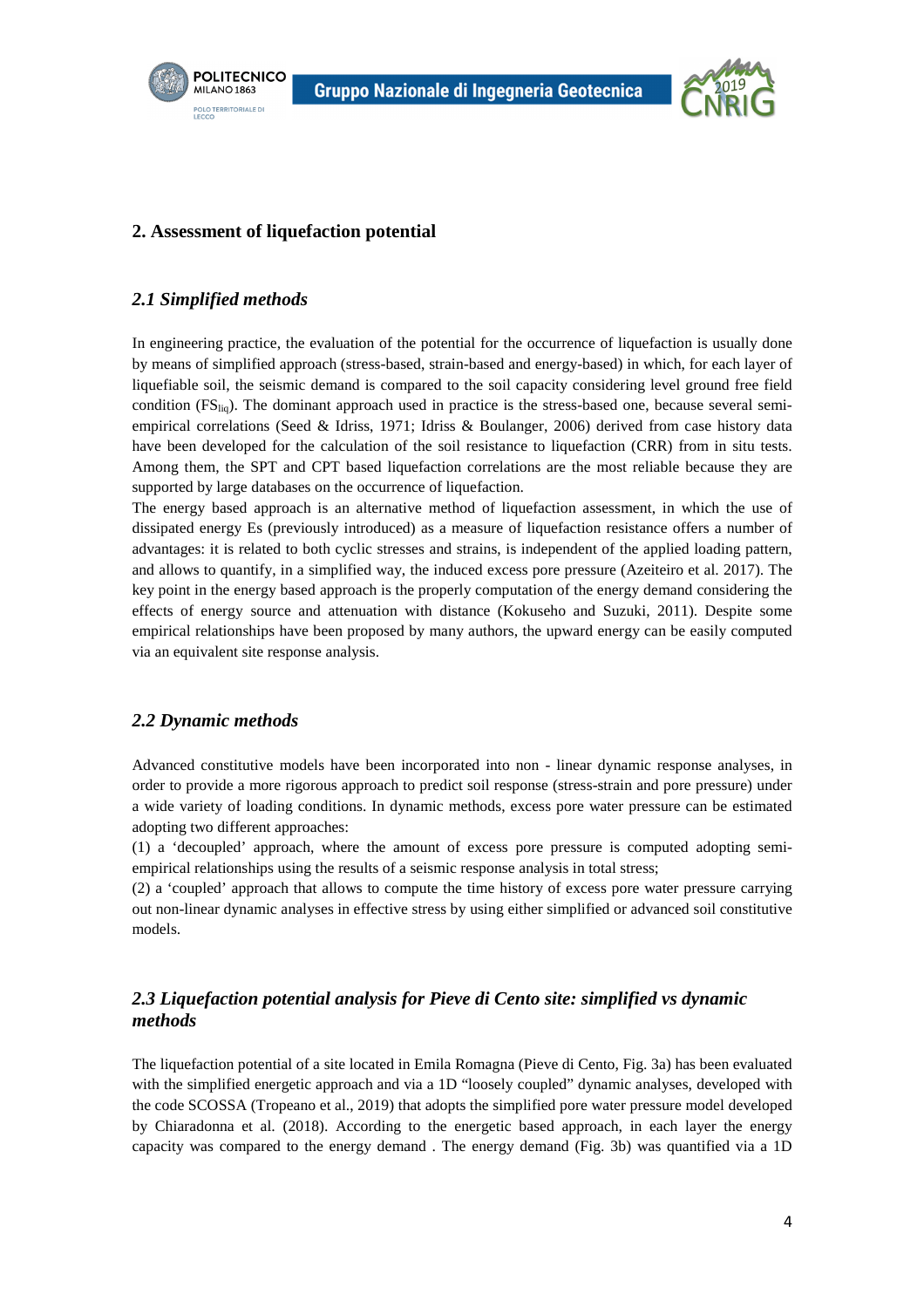## 2. Assessment of liquefaction potential

### *2.1 Simplified methods*

In engineering practice, the evaluation of the potential for the occurrence of liquefaction is usually done by means of simplified approach (stress-based, strain-based and energy-based) in which, for each layer of liquefiable soil, the seismic demand is compared to the soil capacity considering level ground free field condition ($FS_{liq}$). The dominant approach used in practice is the stress-based one, because several semi-empirical correlations (Seed & Idriss, 1971; Idriss & Boulanger, 2006) derived from case history data have been developed for the calculation of the soil resistance to liquefaction (CRR) from in situ tests. Among them, the SPT and CPT based liquefaction correlations are the most reliable because they are supported by large databases on the occurrence of liquefaction.

The energy based approach is an alternative method of liquefaction assessment, in which the use of dissipated energy Es (previously introduced) as a measure of liquefaction resistance offers a number of advantages: it is related to both cyclic stresses and strains, is independent of the applied loading pattern, and allows to quantify, in a simplified way, the induced excess pore pressure (Azeiteiro et al. 2017). The key point in the energy based approach is the properly computation of the energy demand considering the effects of energy source and attenuation with distance (Kokuseho and Suzuki, 2011). Despite some empirical relationships have been proposed by many authors, the upward energy can be easily computed via an equivalent site response analysis.

### *2.2 Dynamic methods*

Advanced constitutive models have been incorporated into non - linear dynamic response analyses, in order to provide a more rigorous approach to predict soil response (stress-strain and pore pressure) under a wide variety of loading conditions. In dynamic methods, excess pore water pressure can be estimated adopting two different approaches:

(1) a 'decoupled' approach, where the amount of excess pore pressure is computed adopting semi-empirical relationships using the results of a seismic response analysis in total stress;

(2) a 'coupled' approach that allows to compute the time history of excess pore water pressure carrying out non-linear dynamic analyses in effective stress by using either simplified or advanced soil constitutive models.

### *2.3 Liquefaction potential analysis for Pieve di Cento site: simplified vs dynamic methods*

The liquefaction potential of a site located in Emila Romagna (Pieve di Cento, Fig. 3a) has been evaluated with the simplified energetic approach and via a 1D "loosely coupled" dynamic analyses, developed with the code SCOSSA (Tropeano et al., 2019) that adopts the simplified pore water pressure model developed by Chiaradonna et al. (2018). According to the energetic based approach, in each layer the energy capacity was compared to the energy demand . The energy demand (Fig. 3b) was quantified via a 1D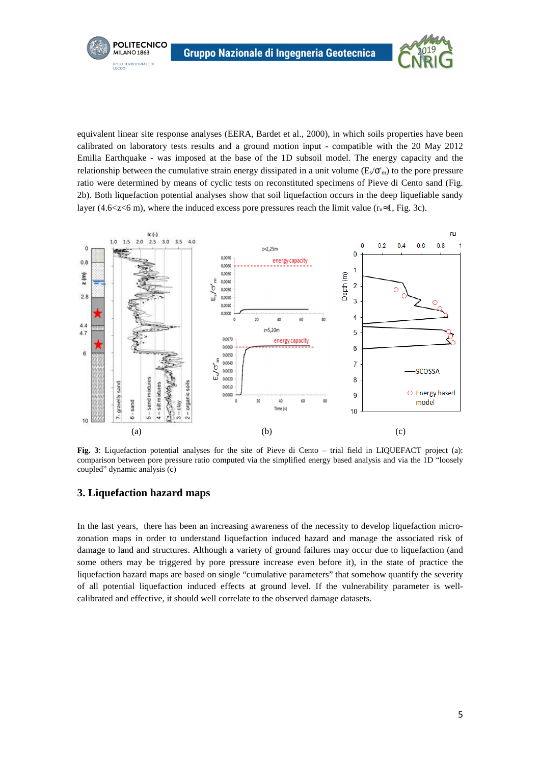equivalent linear site response analyses (EERA, Bardet et al., 2000), in which soils properties have been calibrated on laboratory tests results and a ground motion input - compatible with the 20 May 2012 Emilia Earthquake - was imposed at the base of the 1D subsoil model. The energy capacity and the relationship between the cumulative strain energy dissipated in a unit volume ($E_s/\sigma'_m$) to the pore pressure ratio were determined by means of cyclic tests on reconstituted specimens of Pieve di Cento sand (Fig. 2b). Both liquefaction potential analyses show that soil liquefaction occurs in the deep liquefiable sandy layer (4.6<z<6 m), where the induced excess pore pressures reach the limit value ($r_u \approx 1$, Fig. 3c).

**Fig. 3**: Liquefaction potential analyses for the site of Pieve di Cento – trial field in LIQUEFACT project (a): comparison between pore pressure ratio computed via the simplified energy based analysis and via the 1D "loosely coupled" dynamic analysis (c)

## 3. Liquefaction hazard maps

In the last years, there has been an increasing awareness of the necessity to develop liquefaction micro-zonation maps in order to understand liquefaction induced hazard and manage the associated risk of damage to land and structures. Although a variety of ground failures may occur due to liquefaction (and some others may be triggered by pore pressure increase even before it), in the state of practice the liquefaction hazard maps are based on single "cumulative parameters" that somehow quantify the severity of all potential liquefaction induced effects at ground level. If the vulnerability parameter is well-calibrated and effective, it should well correlate to the observed damage datasets.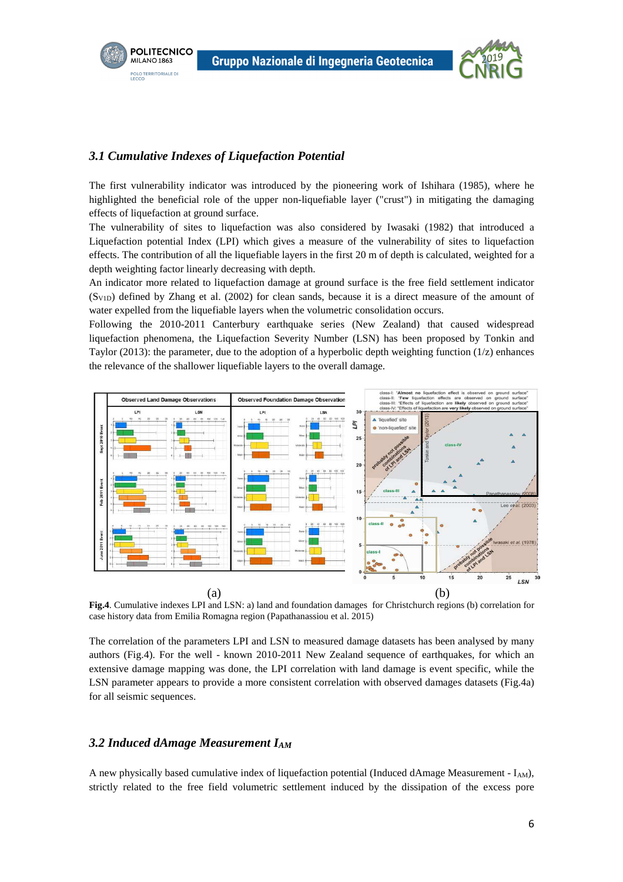### 3.1 *Cumulative Indexes of Liquefaction Potential*

The first vulnerability indicator was introduced by the pioneering work of Ishihara (1985), where he highlighted the beneficial role of the upper non-liquefiable layer ("crust") in mitigating the damaging effects of liquefaction at ground surface.

The vulnerability of sites to liquefaction was also considered by Iwasaki (1982) that introduced a Liquefaction potential Index (LPI) which gives a measure of the vulnerability of sites to liquefaction effects. The contribution of all the liquefiable layers in the first 20 m of depth is calculated, weighted for a depth weighting factor linearly decreasing with depth.

An indicator more related to liquefaction damage at ground surface is the free field settlement indicator ($S_{V1D}$) defined by Zhang et al. (2002) for clean sands, because it is a direct measure of the amount of water expelled from the liquefiable layers when the volumetric consolidation occurs.

Following the 2010-2011 Canterbury earthquake series (New Zealand) that caused widespread liquefaction phenomena, the Liquefaction Severity Number (LSN) has been proposed by Tonkin and Taylor (2013): the parameter, due to the adoption of a hyperbolic depth weighting function (1/z) enhances the relevance of the shallower liquefiable layers to the overall damage.

(a) (b)

**Fig.4**. Cumulative indexes LPI and LSN: a) land and foundation damages for Christchurch regions (b) correlation for case history data from Emilia Romagna region (Papathanassiou et al. 2015)

The correlation of the parameters LPI and LSN to measured damage datasets has been analysed by many authors (Fig.4). For the well - known 2010-2011 New Zealand sequence of earthquakes, for which an extensive damage mapping was done, the LPI correlation with land damage is event specific, while the LSN parameter appears to provide a more consistent correlation with observed damages datasets (Fig.4a) for all seismic sequences.

### 3.2 *Induced dAmage Measurement $I_{AM}$*

A new physically based cumulative index of liquefaction potential (Induced dAmage Measurement - $I_{AM}$), strictly related to the free field volumetric settlement induced by the dissipation of the excess pore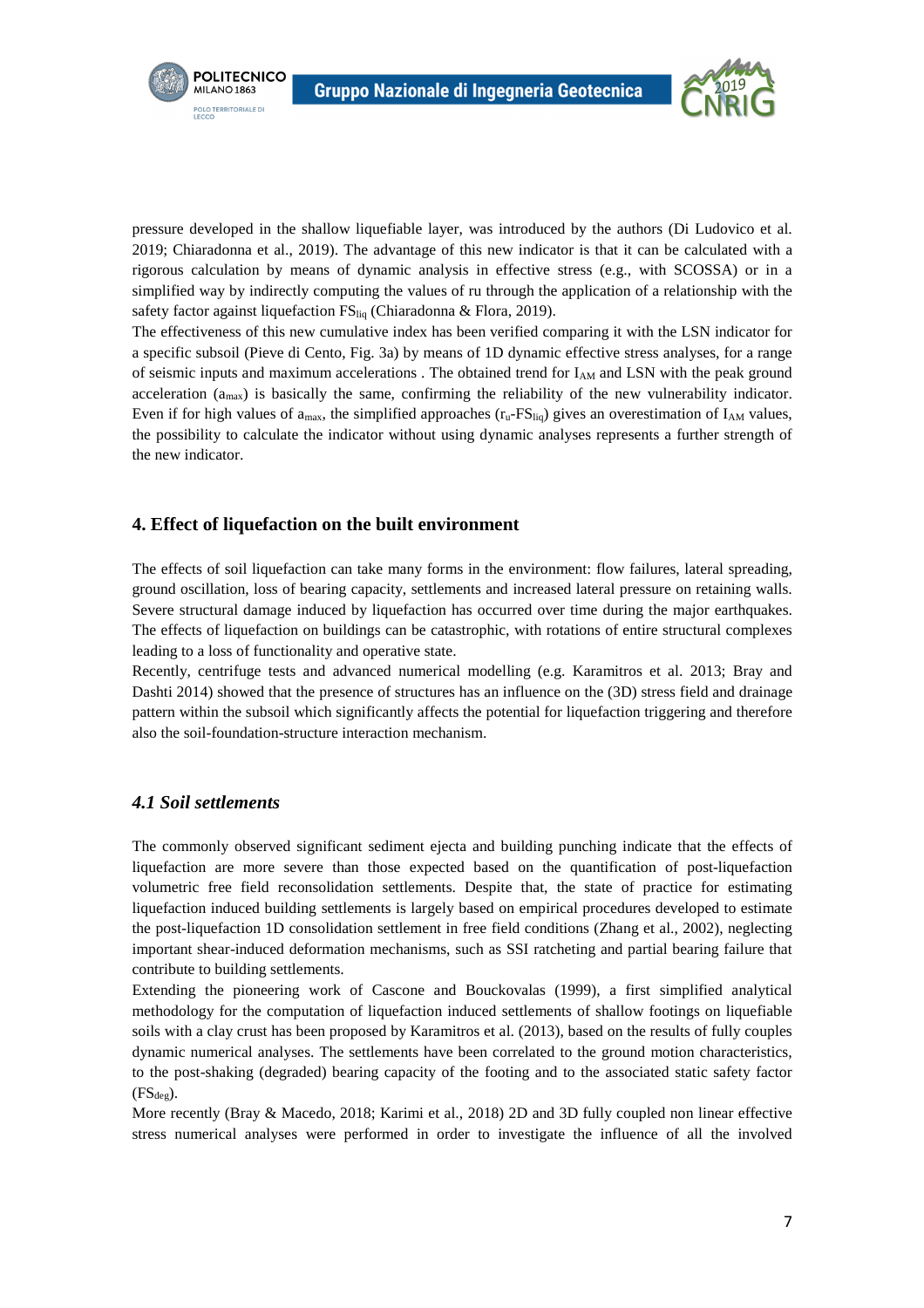pressure developed in the shallow liquefiable layer, was introduced by the authors (Di Ludovico et al. 2019; Chiaradonna et al., 2019). The advantage of this new indicator is that it can be calculated with a rigorous calculation by means of dynamic analysis in effective stress (e.g., with SCOSSA) or in a simplified way by indirectly computing the values of ru through the application of a relationship with the safety factor against liquefaction $FS_{liq}$ (Chiaradonna & Flora, 2019).

The effectiveness of this new cumulative index has been verified comparing it with the LSN indicator for a specific subsoil (Pieve di Cento, Fig. 3a) by means of 1D dynamic effective stress analyses, for a range of seismic inputs and maximum accelerations . The obtained trend for $I_{AM}$ and LSN with the peak ground acceleration ($a_{max}$) is basically the same, confirming the reliability of the new vulnerability indicator. Even if for high values of $a_{max}$, the simplified approaches ($r_u$-$FS_{liq}$) gives an overestimation of $I_{AM}$ values, the possibility to calculate the indicator without using dynamic analyses represents a further strength of the new indicator.

## 4. Effect of liquefaction on the built environment

The effects of soil liquefaction can take many forms in the environment: flow failures, lateral spreading, ground oscillation, loss of bearing capacity, settlements and increased lateral pressure on retaining walls. Severe structural damage induced by liquefaction has occurred over time during the major earthquakes. The effects of liquefaction on buildings can be catastrophic, with rotations of entire structural complexes leading to a loss of functionality and operative state.

Recently, centrifuge tests and advanced numerical modelling (e.g. Karamitros et al. 2013; Bray and Dashti 2014) showed that the presence of structures has an influence on the (3D) stress field and drainage pattern within the subsoil which significantly affects the potential for liquefaction triggering and therefore also the soil-foundation-structure interaction mechanism.

### *4.1 Soil settlements*

The commonly observed significant sediment ejecta and building punching indicate that the effects of liquefaction are more severe than those expected based on the quantification of post-liquefaction volumetric free field reconsolidation settlements. Despite that, the state of practice for estimating liquefaction induced building settlements is largely based on empirical procedures developed to estimate the post-liquefaction 1D consolidation settlement in free field conditions (Zhang et al., 2002), neglecting important shear-induced deformation mechanisms, such as SSI ratcheting and partial bearing failure that contribute to building settlements.

Extending the pioneering work of Cascone and Bouckovalas (1999), a first simplified analytical methodology for the computation of liquefaction induced settlements of shallow footings on liquefiable soils with a clay crust has been proposed by Karamitros et al. (2013), based on the results of fully couples dynamic numerical analyses. The settlements have been correlated to the ground motion characteristics, to the post-shaking (degraded) bearing capacity of the footing and to the associated static safety factor ($FS_{deg}$).

More recently (Bray & Macedo, 2018; Karimi et al., 2018) 2D and 3D fully coupled non linear effective stress numerical analyses were performed in order to investigate the influence of all the involved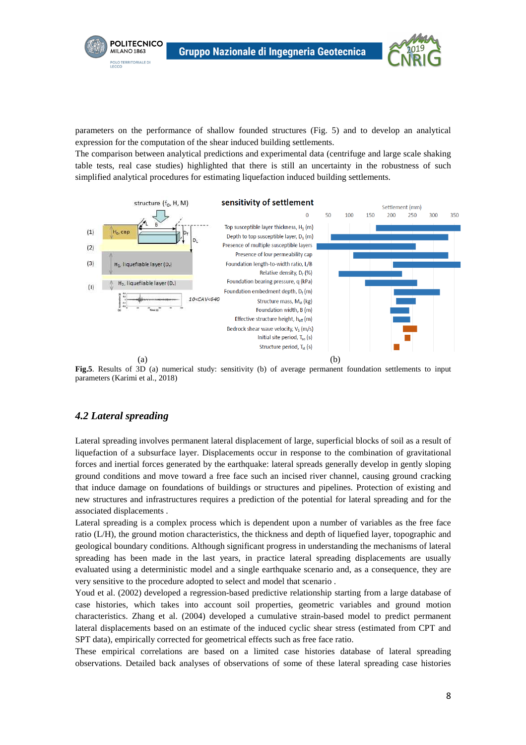parameters on the performance of shallow founded structures (Fig. 5) and to develop an analytical expression for the computation of the shear induced building settlements.

The comparison between analytical predictions and experimental data (centrifuge and large scale shaking table tests, real case studies) highlighted that there is still an uncertainty in the robustness of such simplified analytical procedures for estimating liquefaction induced building settlements.

(a) (b)

**Fig.5**. Results of 3D (a) numerical study: sensitivity (b) of average permanent foundation settlements to input parameters (Karimi et al., 2018)

### *4.2 Lateral spreading*

Lateral spreading involves permanent lateral displacement of large, superficial blocks of soil as a result of liquefaction of a subsurface layer. Displacements occur in response to the combination of gravitational forces and inertial forces generated by the earthquake: lateral spreads generally develop in gently sloping ground conditions and move toward a free face such an incised river channel, causing ground cracking that induce damage on foundations of buildings or structures and pipelines. Protection of existing and new structures and infrastructures requires a prediction of the potential for lateral spreading and for the associated displacements .

Lateral spreading is a complex process which is dependent upon a number of variables as the free face ratio (L/H), the ground motion characteristics, the thickness and depth of liquefied layer, topographic and geological boundary conditions. Although significant progress in understanding the mechanisms of lateral spreading has been made in the last years, in practice lateral spreading displacements are usually evaluated using a deterministic model and a single earthquake scenario and, as a consequence, they are very sensitive to the procedure adopted to select and model that scenario .

Youd et al. (2002) developed a regression-based predictive relationship starting from a large database of case histories, which takes into account soil properties, geometric variables and ground motion characteristics. Zhang et al. (2004) developed a cumulative strain-based model to predict permanent lateral displacements based on an estimate of the induced cyclic shear stress (estimated from CPT and SPT data), empirically corrected for geometrical effects such as free face ratio.

These empirical correlations are based on a limited case histories database of lateral spreading observations. Detailed back analyses of observations of some of these lateral spreading case histories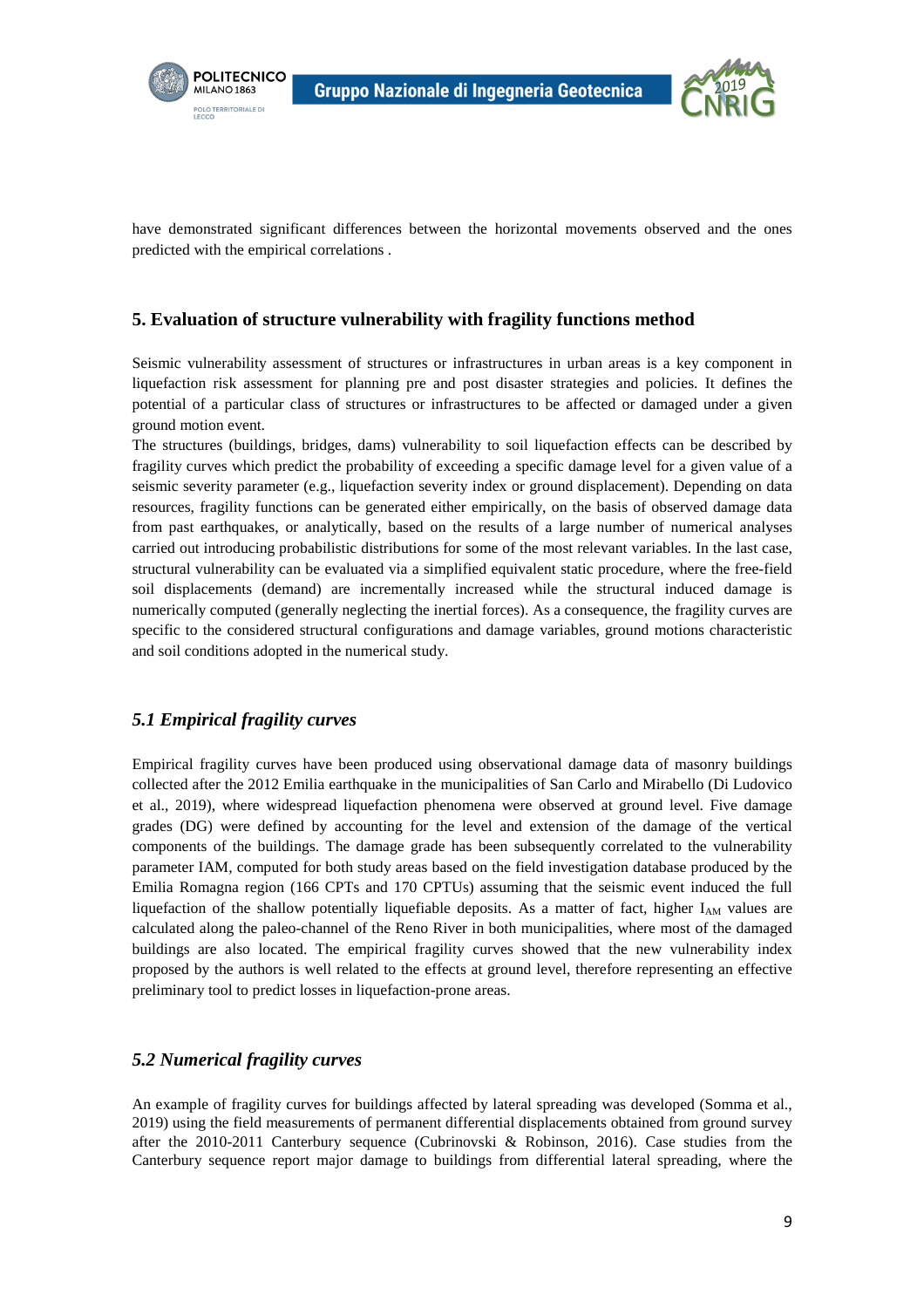have demonstrated significant differences between the horizontal movements observed and the ones predicted with the empirical correlations .

## 5. Evaluation of structure vulnerability with fragility functions method

Seismic vulnerability assessment of structures or infrastructures in urban areas is a key component in liquefaction risk assessment for planning pre and post disaster strategies and policies. It defines the potential of a particular class of structures or infrastructures to be affected or damaged under a given ground motion event.

The structures (buildings, bridges, dams) vulnerability to soil liquefaction effects can be described by fragility curves which predict the probability of exceeding a specific damage level for a given value of a seismic severity parameter (e.g., liquefaction severity index or ground displacement). Depending on data resources, fragility functions can be generated either empirically, on the basis of observed damage data from past earthquakes, or analytically, based on the results of a large number of numerical analyses carried out introducing probabilistic distributions for some of the most relevant variables. In the last case, structural vulnerability can be evaluated via a simplified equivalent static procedure, where the free-field soil displacements (demand) are incrementally increased while the structural induced damage is numerically computed (generally neglecting the inertial forces). As a consequence, the fragility curves are specific to the considered structural configurations and damage variables, ground motions characteristic and soil conditions adopted in the numerical study.

### *5.1 Empirical fragility curves*

Empirical fragility curves have been produced using observational damage data of masonry buildings collected after the 2012 Emilia earthquake in the municipalities of San Carlo and Mirabello (Di Ludovico et al., 2019), where widespread liquefaction phenomena were observed at ground level. Five damage grades (DG) were defined by accounting for the level and extension of the damage of the vertical components of the buildings. The damage grade has been subsequently correlated to the vulnerability parameter IAM, computed for both study areas based on the field investigation database produced by the Emilia Romagna region (166 CPTs and 170 CPTUs) assuming that the seismic event induced the full liquefaction of the shallow potentially liquefiable deposits. As a matter of fact, higher $I_{AM}$ values are calculated along the paleo-channel of the Reno River in both municipalities, where most of the damaged buildings are also located. The empirical fragility curves showed that the new vulnerability index proposed by the authors is well related to the effects at ground level, therefore representing an effective preliminary tool to predict losses in liquefaction-prone areas.

### *5.2 Numerical fragility curves*

An example of fragility curves for buildings affected by lateral spreading was developed (Somma et al., 2019) using the field measurements of permanent differential displacements obtained from ground survey after the 2010-2011 Canterbury sequence (Cubrinovski & Robinson, 2016). Case studies from the Canterbury sequence report major damage to buildings from differential lateral spreading, where the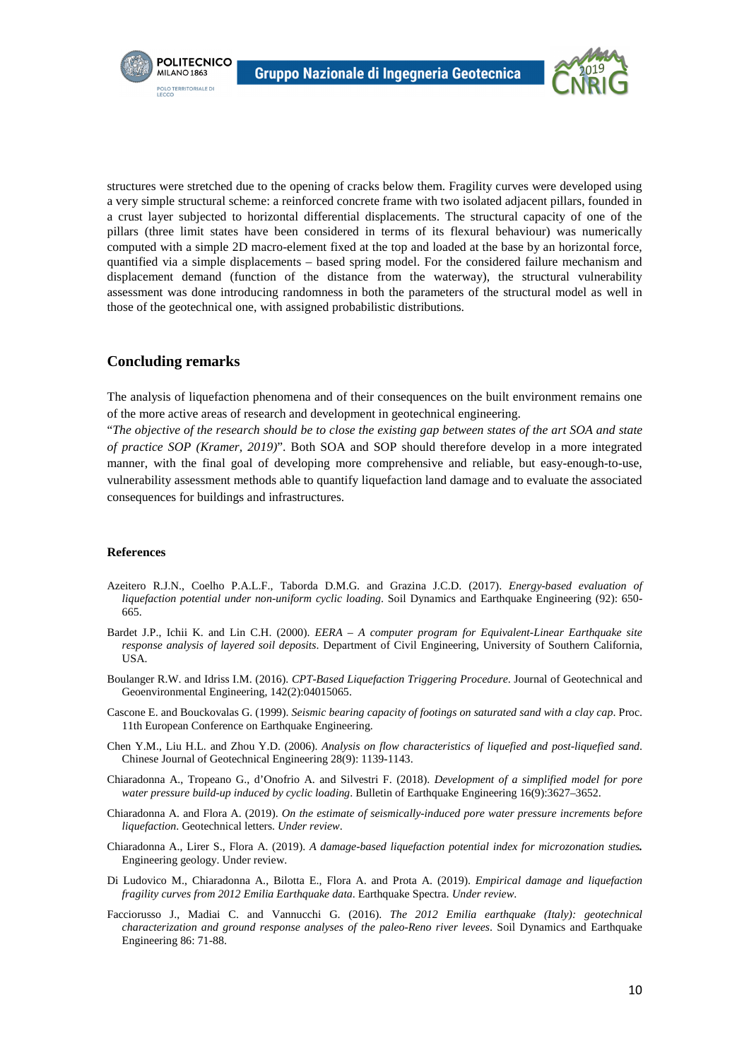structures were stretched due to the opening of cracks below them. Fragility curves were developed using a very simple structural scheme: a reinforced concrete frame with two isolated adjacent pillars, founded in a crust layer subjected to horizontal differential displacements. The structural capacity of one of the pillars (three limit states have been considered in terms of its flexural behaviour) was numerically computed with a simple 2D macro-element fixed at the top and loaded at the base by an horizontal force, quantified via a simple displacements – based spring model. For the considered failure mechanism and displacement demand (function of the distance from the waterway), the structural vulnerability assessment was done introducing randomness in both the parameters of the structural model as well in those of the geotechnical one, with assigned probabilistic distributions.

## Concluding remarks

The analysis of liquefaction phenomena and of their consequences on the built environment remains one of the more active areas of research and development in geotechnical engineering.

"*The objective of the research should be to close the existing gap between states of the art SOA and state of practice SOP (Kramer, 2019)*". Both SOA and SOP should therefore develop in a more integrated manner, with the final goal of developing more comprehensive and reliable, but easy-enough-to-use, vulnerability assessment methods able to quantify liquefaction land damage and to evaluate the associated consequences for buildings and infrastructures.

### References

Azeitero R.J.N., Coelho P.A.L.F., Taborda D.M.G. and Grazina J.C.D. (2017). *Energy-based evaluation of liquefaction potential under non-uniform cyclic loading*. Soil Dynamics and Earthquake Engineering (92): 650-665.

Bardet J.P., Ichii K. and Lin C.H. (2000). *EERA – A computer program for Equivalent-Linear Earthquake site response analysis of layered soil deposits*. Department of Civil Engineering, University of Southern California, USA.

Boulanger R.W. and Idriss I.M. (2016). *CPT-Based Liquefaction Triggering Procedure*. Journal of Geotechnical and Geoenvironmental Engineering, 142(2):04015065.

Cascone E. and Bouckovalas G. (1999). *Seismic bearing capacity of footings on saturated sand with a clay cap*. Proc. 11th European Conference on Earthquake Engineering.

Chen Y.M., Liu H.L. and Zhou Y.D. (2006). *Analysis on flow characteristics of liquefied and post-liquefied sand*. Chinese Journal of Geotechnical Engineering 28(9): 1139-1143.

Chiaradonna A., Tropeano G., d'Onofrio A. and Silvestri F. (2018). *Development of a simplified model for pore water pressure build-up induced by cyclic loading*. Bulletin of Earthquake Engineering 16(9):3627–3652.

Chiaradonna A. and Flora A. (2019). *On the estimate of seismically-induced pore water pressure increments before liquefaction*. Geotechnical letters. *Under review*.

Chiaradonna A., Lirer S., Flora A. (2019). *A damage-based liquefaction potential index for microzonation studies.* Engineering geology. Under review.

Di Ludovico M., Chiaradonna A., Bilotta E., Flora A. and Prota A. (2019). *Empirical damage and liquefaction fragility curves from 2012 Emilia Earthquake data*. Earthquake Spectra. *Under review*.

Facciorusso J., Madiai C. and Vannucchi G. (2016). *The 2012 Emilia earthquake (Italy): geotechnical characterization and ground response analyses of the paleo-Reno river levees*. Soil Dynamics and Earthquake Engineering 86: 71-88.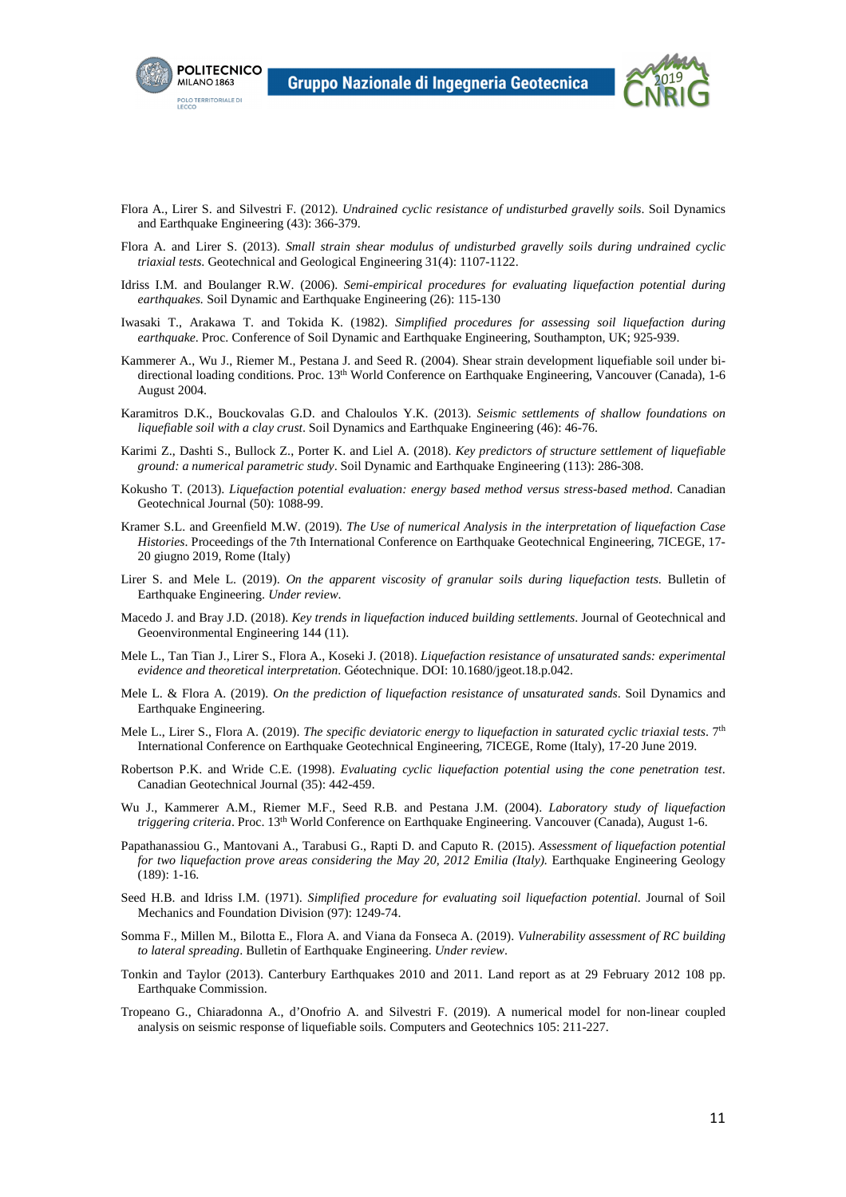Flora A., Lirer S. and Silvestri F. (2012). *Undrained cyclic resistance of undisturbed gravelly soils*. Soil Dynamics and Earthquake Engineering (43): 366-379.

Flora A. and Lirer S. (2013). *Small strain shear modulus of undisturbed gravelly soils during undrained cyclic triaxial tests.* Geotechnical and Geological Engineering 31(4): 1107-1122.

Idriss I.M. and Boulanger R.W. (2006). *Semi-empirical procedures for evaluating liquefaction potential during earthquakes.* Soil Dynamic and Earthquake Engineering (26): 115-130

Iwasaki T., Arakawa T. and Tokida K. (1982). *Simplified procedures for assessing soil liquefaction during earthquake*. Proc. Conference of Soil Dynamic and Earthquake Engineering, Southampton, UK; 925-939.

Kammerer A., Wu J., Riemer M., Pestana J. and Seed R. (2004). Shear strain development liquefiable soil under bi-directional loading conditions. Proc. 13th World Conference on Earthquake Engineering, Vancouver (Canada), 1-6 August 2004.

Karamitros D.K., Bouckovalas G.D. and Chaloulos Y.K. (2013). *Seismic settlements of shallow foundations on liquefiable soil with a clay crust*. Soil Dynamics and Earthquake Engineering (46): 46-76.

Karimi Z., Dashti S., Bullock Z., Porter K. and Liel A. (2018). *Key predictors of structure settlement of liquefiable ground: a numerical parametric study*. Soil Dynamic and Earthquake Engineering (113): 286-308.

Kokusho T. (2013). *Liquefaction potential evaluation: energy based method versus stress-based method*. Canadian Geotechnical Journal (50): 1088-99.

Kramer S.L. and Greenfield M.W. (2019). *The Use of numerical Analysis in the interpretation of liquefaction Case Histories*. Proceedings of the 7th International Conference on Earthquake Geotechnical Engineering, 7ICEGE, 17-20 giugno 2019, Rome (Italy)

Lirer S. and Mele L. (2019). *On the apparent viscosity of granular soils during liquefaction tests.* Bulletin of Earthquake Engineering. *Under review*.

Macedo J. and Bray J.D. (2018). *Key trends in liquefaction induced building settlements*. Journal of Geotechnical and Geoenvironmental Engineering 144 (11).

Mele L., Tan Tian J., Lirer S., Flora A., Koseki J. (2018). *Liquefaction resistance of unsaturated sands: experimental evidence and theoretical interpretation.* Géotechnique. DOI: 10.1680/jgeot.18.p.042.

Mele L. & Flora A. (2019). *On the prediction of liquefaction resistance of unsaturated sands*. Soil Dynamics and Earthquake Engineering.

Mele L., Lirer S., Flora A. (2019). *The specific deviatoric energy to liquefaction in saturated cyclic triaxial tests*. 7th International Conference on Earthquake Geotechnical Engineering, 7ICEGE, Rome (Italy), 17-20 June 2019.

Robertson P.K. and Wride C.E. (1998). *Evaluating cyclic liquefaction potential using the cone penetration test*. Canadian Geotechnical Journal (35): 442-459.

Wu J., Kammerer A.M., Riemer M.F., Seed R.B. and Pestana J.M. (2004). *Laboratory study of liquefaction triggering criteria*. Proc. 13th World Conference on Earthquake Engineering. Vancouver (Canada), August 1-6.

Papathanassiou G., Mantovani A., Tarabusi G., Rapti D. and Caputo R. (2015). *Assessment of liquefaction potential for two liquefaction prove areas considering the May 20, 2012 Emilia (Italy).* Earthquake Engineering Geology (189): 1-16.

Seed H.B. and Idriss I.M. (1971). *Simplified procedure for evaluating soil liquefaction potential.* Journal of Soil Mechanics and Foundation Division (97): 1249-74.

Somma F., Millen M., Bilotta E., Flora A. and Viana da Fonseca A. (2019). *Vulnerability assessment of RC building to lateral spreading*. Bulletin of Earthquake Engineering. *Under review*.

Tonkin and Taylor (2013). Canterbury Earthquakes 2010 and 2011. Land report as at 29 February 2012 108 pp. Earthquake Commission.

Tropeano G., Chiaradonna A., d'Onofrio A. and Silvestri F. (2019). A numerical model for non-linear coupled analysis on seismic response of liquefiable soils. Computers and Geotechnics 105: 211-227.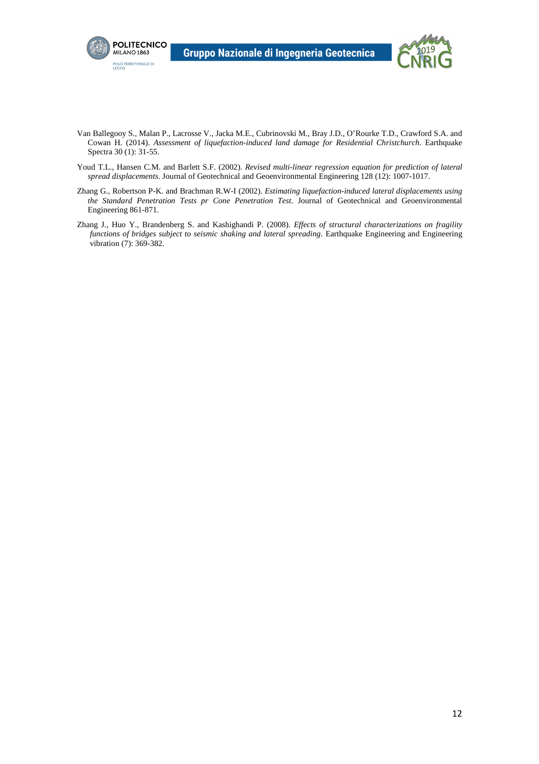Van Ballegooy S., Malan P., Lacrosse V., Jacka M.E., Cubrinovski M., Bray J.D., O'Rourke T.D., Crawford S.A. and Cowan H. (2014). *Assessment of liquefaction-induced land damage for Residential Christchurch*. Earthquake Spectra 30 (1): 31-55.

Youd T.L., Hansen C.M. and Barlett S.F. (2002). *Revised multi-linear regression equation for prediction of lateral spread displacements*. Journal of Geotechnical and Geoenvironmental Engineering 128 (12): 1007-1017.

Zhang G., Robertson P-K. and Brachman R.W-I (2002). *Estimating liquefaction-induced lateral displacements using the Standard Penetration Tests pr Cone Penetration Test*. Journal of Geotechnical and Geoenvironmental Engineering 861-871.

Zhang J., Huo Y., Brandenberg S. and Kashighandi P. (2008). *Effects of structural characterizations on fragility functions of bridges subject to seismic shaking and lateral spreading*. Earthquake Engineering and Engineering vibration (7): 369-382.